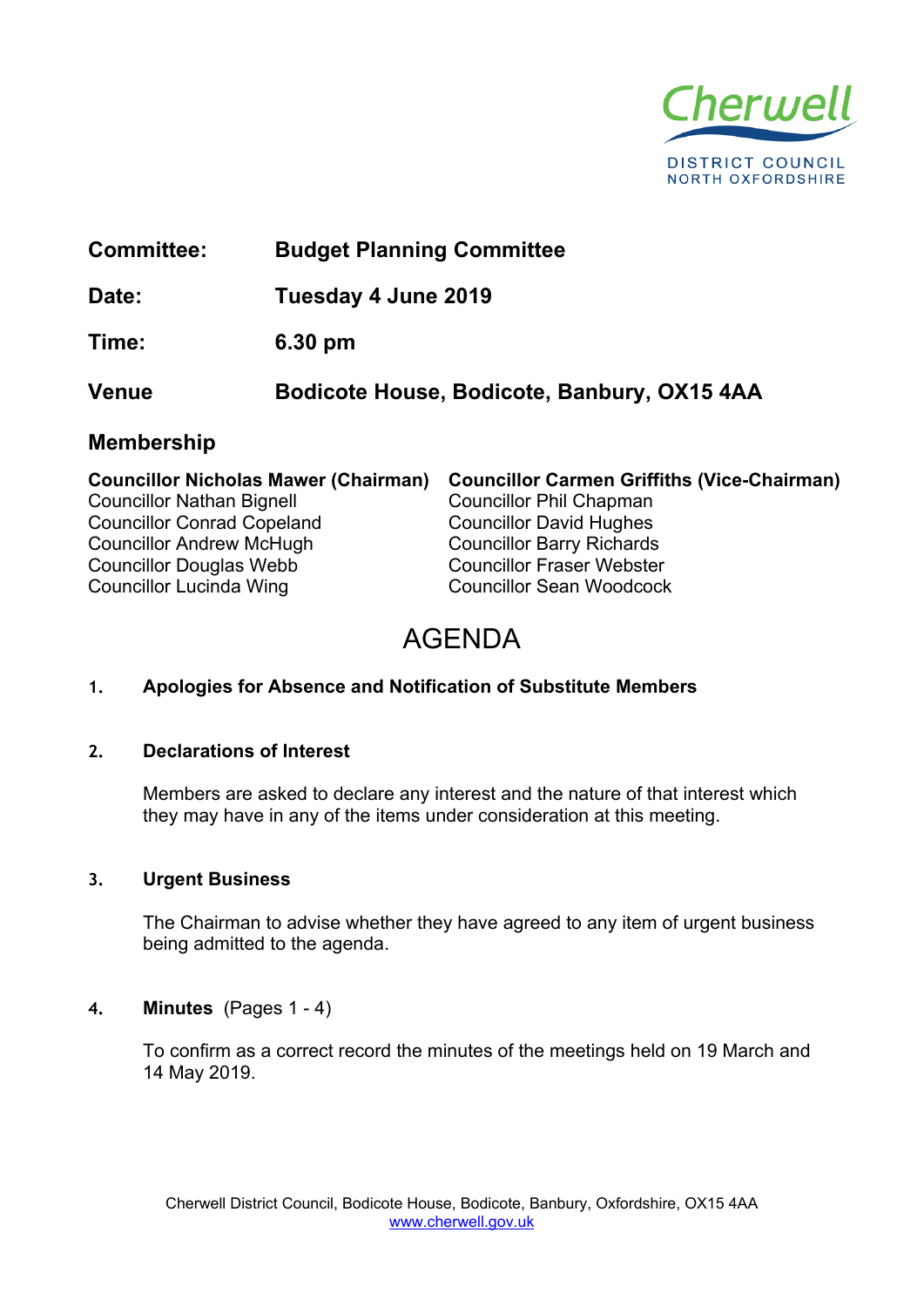Cherwell

DISTRICT COUNCIL
NORTH OXFORDSHIRE

**Committee:** **Budget Planning Committee**

**Date:** **Tuesday 4 June 2019**

**Time:** **6.30 pm**

**Venue** **Bodicote House, Bodicote, Banbury, OX15 4AA**

## Membership

**Councillor Nicholas Mawer (Chairman)**
**Councillor Carmen Griffiths (Vice-Chairman)**
Councillor Nathan Bignell
Councillor Phil Chapman
Councillor Conrad Copeland
Councillor David Hughes
Councillor Andrew McHugh
Councillor Barry Richards
Councillor Douglas Webb
Councillor Fraser Webster
Councillor Lucinda Wing
Councillor Sean Woodcock

# AGENDA

**1. Apologies for Absence and Notification of Substitute Members**

**2. Declarations of Interest**

Members are asked to declare any interest and the nature of that interest which they may have in any of the items under consideration at this meeting.

**3. Urgent Business**

The Chairman to advise whether they have agreed to any item of urgent business being admitted to the agenda.

**4. Minutes** (Pages 1 - 4)

To confirm as a correct record the minutes of the meetings held on 19 March and 14 May 2019.

Cherwell District Council, Bodicote House, Bodicote, Banbury, Oxfordshire, OX15 4AA
www.cherwell.gov.uk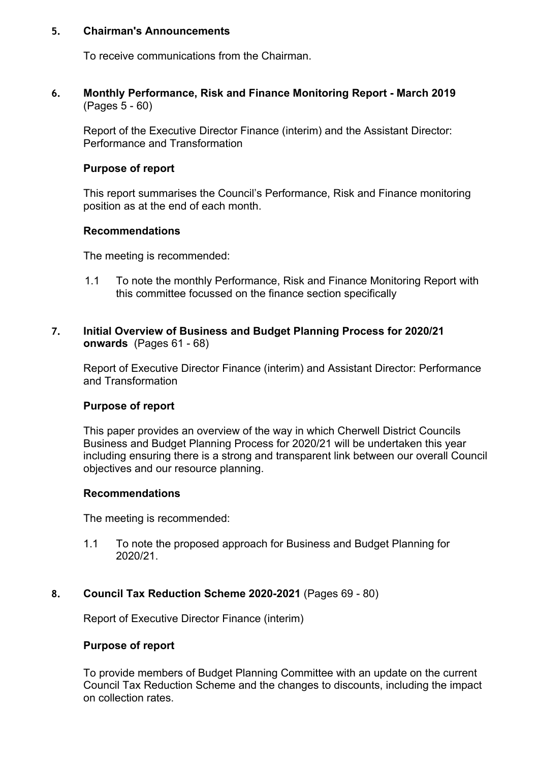## 5. Chairman's Announcements

To receive communications from the Chairman.

## 6. Monthly Performance, Risk and Finance Monitoring Report - March 2019 (Pages 5 - 60)

Report of the Executive Director Finance (interim) and the Assistant Director: Performance and Transformation

### Purpose of report

This report summarises the Council's Performance, Risk and Finance monitoring position as at the end of each month.

### Recommendations

The meeting is recommended:

1.1 To note the monthly Performance, Risk and Finance Monitoring Report with this committee focussed on the finance section specifically

## 7. Initial Overview of Business and Budget Planning Process for 2020/21 onwards (Pages 61 - 68)

Report of Executive Director Finance (interim) and Assistant Director: Performance and Transformation

### Purpose of report

This paper provides an overview of the way in which Cherwell District Councils Business and Budget Planning Process for 2020/21 will be undertaken this year including ensuring there is a strong and transparent link between our overall Council objectives and our resource planning.

### Recommendations

The meeting is recommended:

1.1 To note the proposed approach for Business and Budget Planning for 2020/21.

## 8. Council Tax Reduction Scheme 2020-2021 (Pages 69 - 80)

Report of Executive Director Finance (interim)

### Purpose of report

To provide members of Budget Planning Committee with an update on the current Council Tax Reduction Scheme and the changes to discounts, including the impact on collection rates.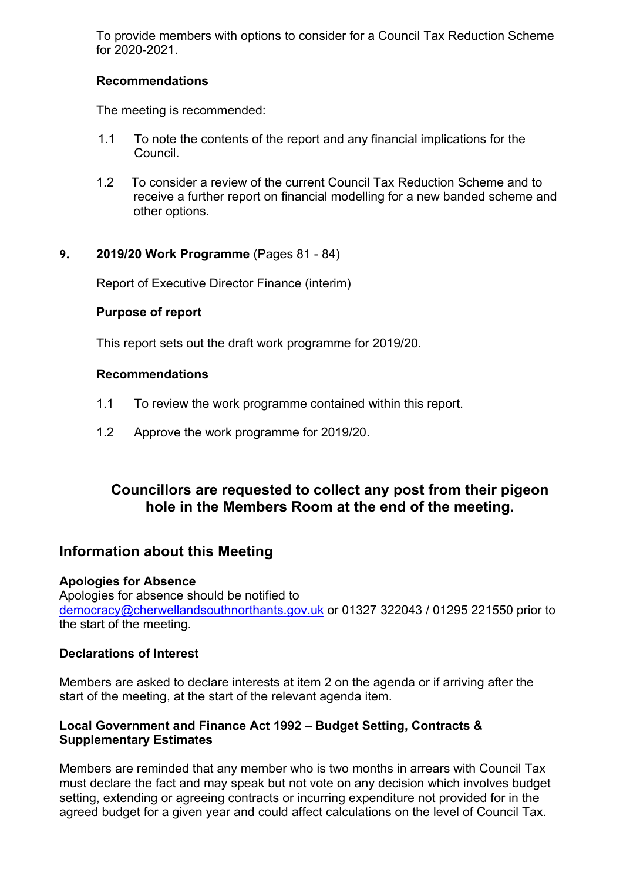To provide members with options to consider for a Council Tax Reduction Scheme for 2020-2021.

**Recommendations**

The meeting is recommended:

1.1 To note the contents of the report and any financial implications for the Council.

1.2 To consider a review of the current Council Tax Reduction Scheme and to receive a further report on financial modelling for a new banded scheme and other options.

**9. 2019/20 Work Programme** (Pages 81 - 84)

Report of Executive Director Finance (interim)

**Purpose of report**

This report sets out the draft work programme for 2019/20.

**Recommendations**

1.1 To review the work programme contained within this report.

1.2 Approve the work programme for 2019/20.

**Councillors are requested to collect any post from their pigeon hole in the Members Room at the end of the meeting.**

## Information about this Meeting

**Apologies for Absence**

Apologies for absence should be notified to democracy@cherwellandsouthnorthants.gov.uk or 01327 322043 / 01295 221550 prior to the start of the meeting.

**Declarations of Interest**

Members are asked to declare interests at item 2 on the agenda or if arriving after the start of the meeting, at the start of the relevant agenda item.

**Local Government and Finance Act 1992 – Budget Setting, Contracts & Supplementary Estimates**

Members are reminded that any member who is two months in arrears with Council Tax must declare the fact and may speak but not vote on any decision which involves budget setting, extending or agreeing contracts or incurring expenditure not provided for in the agreed budget for a given year and could affect calculations on the level of Council Tax.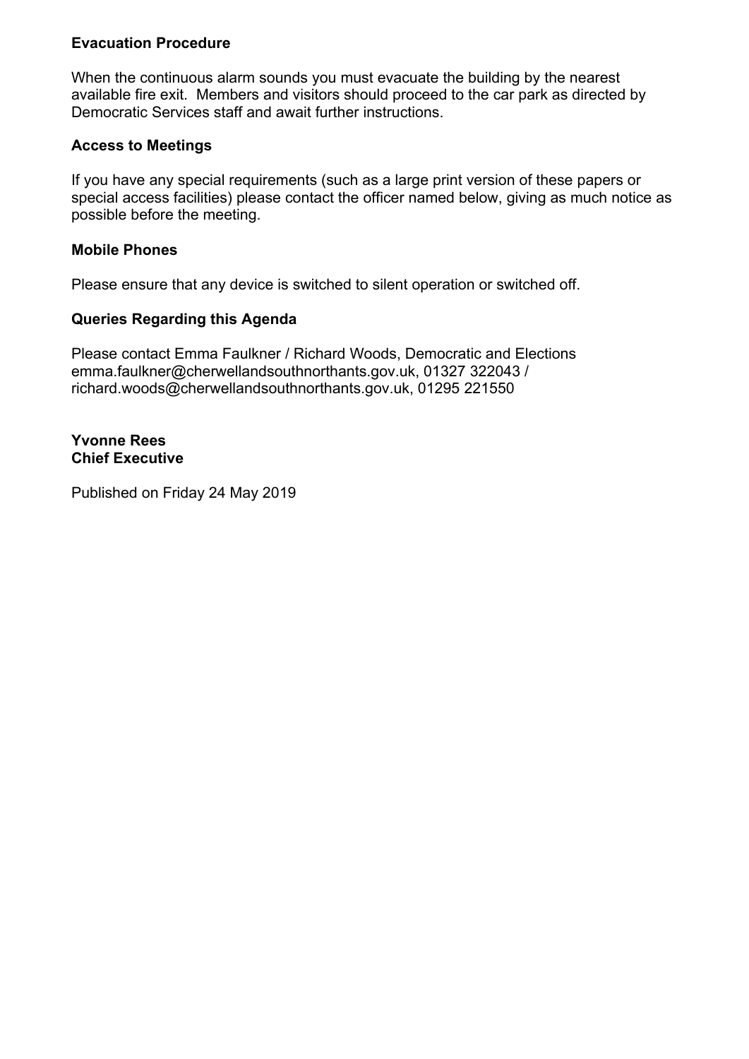**Evacuation Procedure**

When the continuous alarm sounds you must evacuate the building by the nearest available fire exit. Members and visitors should proceed to the car park as directed by Democratic Services staff and await further instructions.

**Access to Meetings**

If you have any special requirements (such as a large print version of these papers or special access facilities) please contact the officer named below, giving as much notice as possible before the meeting.

**Mobile Phones**

Please ensure that any device is switched to silent operation or switched off.

**Queries Regarding this Agenda**

Please contact Emma Faulkner / Richard Woods, Democratic and Elections emma.faulkner@cherwellandsouthnorthants.gov.uk, 01327 322043 / richard.woods@cherwellandsouthnorthants.gov.uk, 01295 221550

**Yvonne Rees**
**Chief Executive**

Published on Friday 24 May 2019